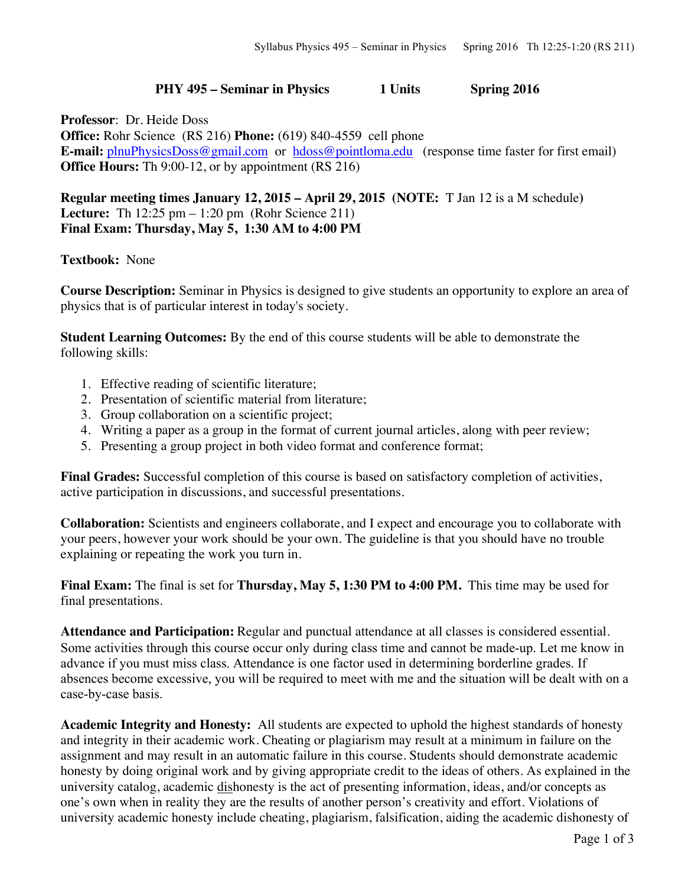**PHY 495 – Seminar in Physics 1 Units Spring 2016**

**Professor**: Dr. Heide Doss
**Office:** Rohr Science (RS 216) **Phone:** (619) 840-4559 cell phone
**E-mail:** plnuPhysicsDoss@gmail.com or hdoss@pointloma.edu (response time faster for first email)
**Office Hours:** Th 9:00-12, or by appointment (RS 216)

**Regular meeting times January 12, 2015 – April 29, 2015 (NOTE:** T Jan 12 is a M schedule**)**
**Lecture:** Th 12:25 pm – 1:20 pm (Rohr Science 211)
**Final Exam: Thursday, May 5, 1:30 AM to 4:00 PM**

**Textbook:** None

**Course Description:** Seminar in Physics is designed to give students an opportunity to explore an area of physics that is of particular interest in today's society.

**Student Learning Outcomes:** By the end of this course students will be able to demonstrate the following skills:

1. Effective reading of scientific literature;
2. Presentation of scientific material from literature;
3. Group collaboration on a scientific project;
4. Writing a paper as a group in the format of current journal articles, along with peer review;
5. Presenting a group project in both video format and conference format;

**Final Grades:** Successful completion of this course is based on satisfactory completion of activities, active participation in discussions, and successful presentations.

**Collaboration:** Scientists and engineers collaborate, and I expect and encourage you to collaborate with your peers, however your work should be your own. The guideline is that you should have no trouble explaining or repeating the work you turn in.

**Final Exam:** The final is set for **Thursday, May 5, 1:30 PM to 4:00 PM.** This time may be used for final presentations.

**Attendance and Participation:** Regular and punctual attendance at all classes is considered essential. Some activities through this course occur only during class time and cannot be made-up. Let me know in advance if you must miss class. Attendance is one factor used in determining borderline grades. If absences become excessive, you will be required to meet with me and the situation will be dealt with on a case-by-case basis.

**Academic Integrity and Honesty:** All students are expected to uphold the highest standards of honesty and integrity in their academic work. Cheating or plagiarism may result at a minimum in failure on the assignment and may result in an automatic failure in this course. Students should demonstrate academic honesty by doing original work and by giving appropriate credit to the ideas of others. As explained in the university catalog, academic dishonesty is the act of presenting information, ideas, and/or concepts as one's own when in reality they are the results of another person's creativity and effort. Violations of university academic honesty include cheating, plagiarism, falsification, aiding the academic dishonesty of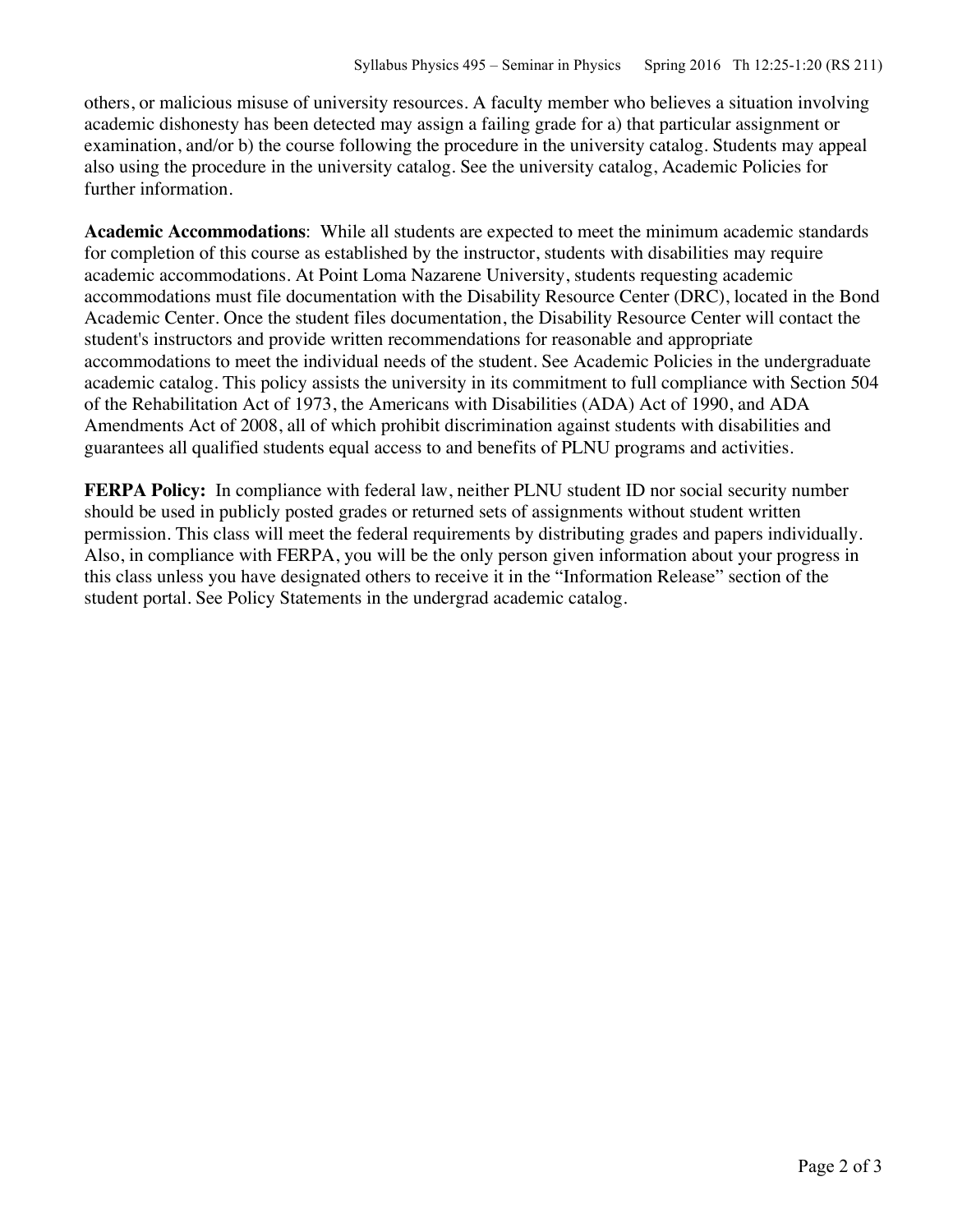others, or malicious misuse of university resources. A faculty member who believes a situation involving academic dishonesty has been detected may assign a failing grade for a) that particular assignment or examination, and/or b) the course following the procedure in the university catalog. Students may appeal also using the procedure in the university catalog. See the university catalog, Academic Policies for further information.

**Academic Accommodations**: While all students are expected to meet the minimum academic standards for completion of this course as established by the instructor, students with disabilities may require academic accommodations. At Point Loma Nazarene University, students requesting academic accommodations must file documentation with the Disability Resource Center (DRC), located in the Bond Academic Center. Once the student files documentation, the Disability Resource Center will contact the student's instructors and provide written recommendations for reasonable and appropriate accommodations to meet the individual needs of the student. See Academic Policies in the undergraduate academic catalog. This policy assists the university in its commitment to full compliance with Section 504 of the Rehabilitation Act of 1973, the Americans with Disabilities (ADA) Act of 1990, and ADA Amendments Act of 2008, all of which prohibit discrimination against students with disabilities and guarantees all qualified students equal access to and benefits of PLNU programs and activities.

**FERPA Policy:** In compliance with federal law, neither PLNU student ID nor social security number should be used in publicly posted grades or returned sets of assignments without student written permission. This class will meet the federal requirements by distributing grades and papers individually. Also, in compliance with FERPA, you will be the only person given information about your progress in this class unless you have designated others to receive it in the "Information Release" section of the student portal. See Policy Statements in the undergrad academic catalog.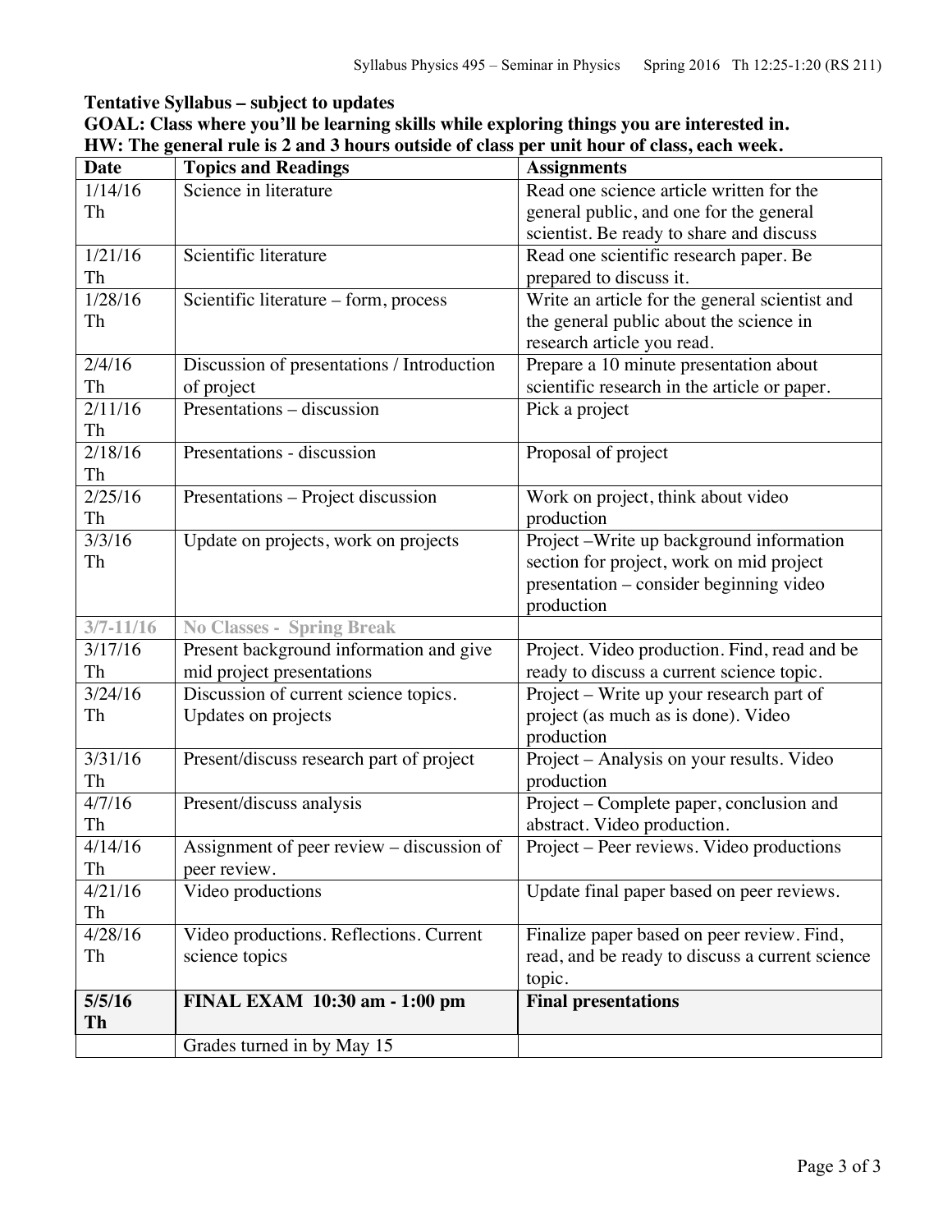**Tentative Syllabus – subject to updates**
**GOAL: Class where you'll be learning skills while exploring things you are interested in.**
**HW: The general rule is 2 and 3 hours outside of class per unit hour of class, each week.**

| Date | Topics and Readings | Assignments |
|---|---|---|
| 1/14/16 Th | Science in literature | Read one science article written for the general public, and one for the general scientist. Be ready to share and discuss |
| 1/21/16 Th | Scientific literature | Read one scientific research paper. Be prepared to discuss it. |
| 1/28/16 Th | Scientific literature – form, process | Write an article for the general scientist and the general public about the science in research article you read. |
| 2/4/16 Th | Discussion of presentations / Introduction of project | Prepare a 10 minute presentation about scientific research in the article or paper. |
| 2/11/16 Th | Presentations – discussion | Pick a project |
| 2/18/16 Th | Presentations - discussion | Proposal of project |
| 2/25/16 Th | Presentations – Project discussion | Work on project, think about video production |
| 3/3/16 Th | Update on projects, work on projects | Project –Write up background information section for project, work on mid project presentation – consider beginning video production |
| 3/7-11/16 | No Classes - Spring Break | |
| 3/17/16 Th | Present background information and give mid project presentations | Project. Video production. Find, read and be ready to discuss a current science topic. |
| 3/24/16 Th | Discussion of current science topics. Updates on projects | Project – Write up your research part of project (as much as is done). Video production |
| 3/31/16 Th | Present/discuss research part of project | Project – Analysis on your results. Video production |
| 4/7/16 Th | Present/discuss analysis | Project – Complete paper, conclusion and abstract. Video production. |
| 4/14/16 Th | Assignment of peer review – discussion of peer review. | Project – Peer reviews. Video productions |
| 4/21/16 Th | Video productions | Update final paper based on peer reviews. |
| 4/28/16 Th | Video productions. Reflections. Current science topics | Finalize paper based on peer review. Find, read, and be ready to discuss a current science topic. |
| **5/5/16 Th** | **FINAL EXAM 10:30 am - 1:00 pm** | **Final presentations** |
| | Grades turned in by May 15 | |